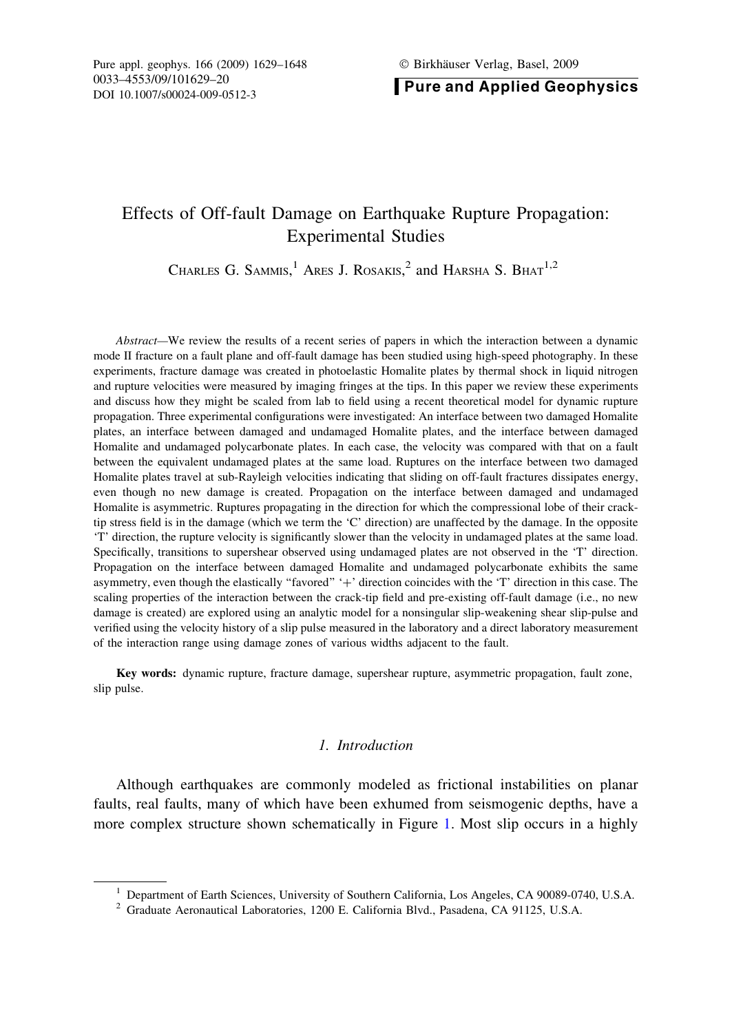# Effects of Off-fault Damage on Earthquake Rupture Propagation: Experimental Studies

CHARLES G. SAMMIS,[1] ARES J. ROSAKIS,[2] and HARSHA S. BHAT[1,2]

*Abstract*—We review the results of a recent series of papers in which the interaction between a dynamic mode II fracture on a fault plane and off-fault damage has been studied using high-speed photography. In these experiments, fracture damage was created in photoelastic Homalite plates by thermal shock in liquid nitrogen and rupture velocities were measured by imaging fringes at the tips. In this paper we review these experiments and discuss how they might be scaled from lab to field using a recent theoretical model for dynamic rupture propagation. Three experimental configurations were investigated: An interface between two damaged Homalite plates, an interface between damaged and undamaged Homalite plates, and the interface between damaged Homalite and undamaged polycarbonate plates. In each case, the velocity was compared with that on a fault between the equivalent undamaged plates at the same load. Ruptures on the interface between two damaged Homalite plates travel at sub-Rayleigh velocities indicating that sliding on off-fault fractures dissipates energy, even though no new damage is created. Propagation on the interface between damaged and undamaged Homalite is asymmetric. Ruptures propagating in the direction for which the compressional lobe of their crack-tip stress field is in the damage (which we term the 'C' direction) are unaffected by the damage. In the opposite 'T' direction, the rupture velocity is significantly slower than the velocity in undamaged plates at the same load. Specifically, transitions to supershear observed using undamaged plates are not observed in the 'T' direction. Propagation on the interface between damaged Homalite and undamaged polycarbonate exhibits the same asymmetry, even though the elastically "favored" '+' direction coincides with the 'T' direction in this case. The scaling properties of the interaction between the crack-tip field and pre-existing off-fault damage (i.e., no new damage is created) are explored using an analytic model for a nonsingular slip-weakening shear slip-pulse and verified using the velocity history of a slip pulse measured in the laboratory and a direct laboratory measurement of the interaction range using damage zones of various widths adjacent to the fault.

**Key words:** dynamic rupture, fracture damage, supershear rupture, asymmetric propagation, fault zone, slip pulse.

## 1. Introduction

Although earthquakes are commonly modeled as frictional instabilities on planar faults, real faults, many of which have been exhumed from seismogenic depths, have a more complex structure shown schematically in Figure 1. Most slip occurs in a highly

---

[1] Department of Earth Sciences, University of Southern California, Los Angeles, CA 90089-0740, U.S.A.

[2] Graduate Aeronautical Laboratories, 1200 E. California Blvd., Pasadena, CA 91125, U.S.A.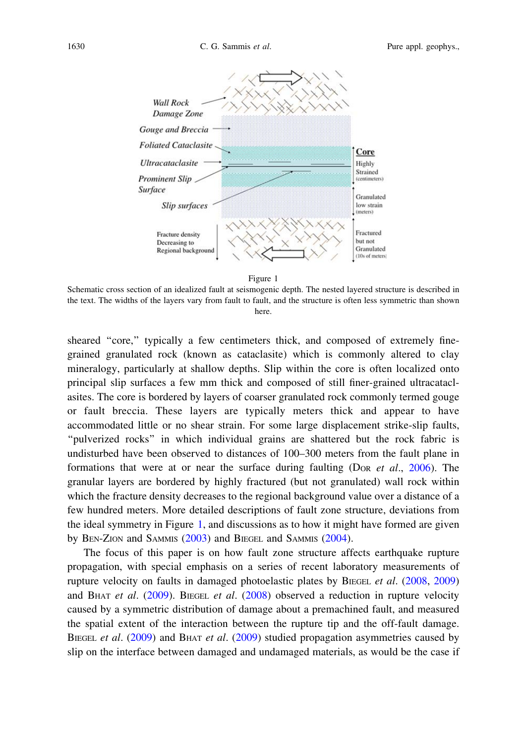Figure 1

Schematic cross section of an idealized fault at seismogenic depth. The nested layered structure is described in the text. The widths of the layers vary from fault to fault, and the structure is often less symmetric than shown here.

sheared "core," typically a few centimeters thick, and composed of extremely fine-grained granulated rock (known as cataclasite) which is commonly altered to clay mineralogy, particularly at shallow depths. Slip within the core is often localized onto principal slip surfaces a few mm thick and composed of still finer-grained ultracataclasites. The core is bordered by layers of coarser granulated rock commonly termed gouge or fault breccia. These layers are typically meters thick and appear to have accommodated little or no shear strain. For some large displacement strike-slip faults, "pulverized rocks" in which individual grains are shattered but the rock fabric is undisturbed have been observed to distances of 100–300 meters from the fault plane in formations that were at or near the surface during faulting (Dor *et al.*, 2006). The granular layers are bordered by highly fractured (but not granulated) wall rock within which the fracture density decreases to the regional background value over a distance of a few hundred meters. More detailed descriptions of fault zone structure, deviations from the ideal symmetry in Figure 1, and discussions as to how it might have formed are given by Ben-Zion and Sammis (2003) and Biegel and Sammis (2004).

The focus of this paper is on how fault zone structure affects earthquake rupture propagation, with special emphasis on a series of recent laboratory measurements of rupture velocity on faults in damaged photoelastic plates by Biegel *et al.* (2008, 2009) and Bhat *et al.* (2009). Biegel *et al.* (2008) observed a reduction in rupture velocity caused by a symmetric distribution of damage about a premachined fault, and measured the spatial extent of the interaction between the rupture tip and the off-fault damage. Biegel *et al.* (2009) and Bhat *et al.* (2009) studied propagation asymmetries caused by slip on the interface between damaged and undamaged materials, as would be the case if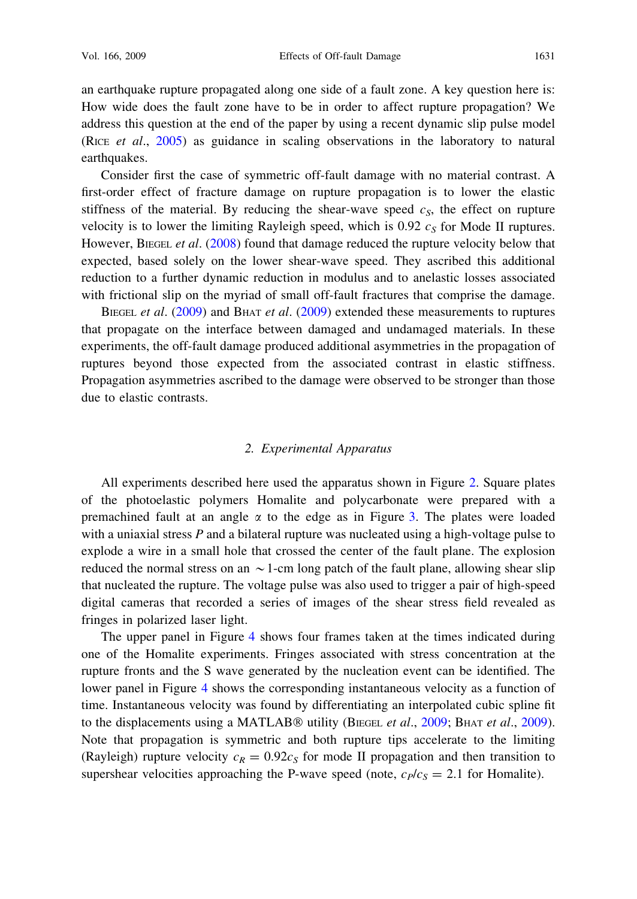an earthquake rupture propagated along one side of a fault zone. A key question here is: How wide does the fault zone have to be in order to affect rupture propagation? We address this question at the end of the paper by using a recent dynamic slip pulse model (RICE *et al.*, 2005) as guidance in scaling observations in the laboratory to natural earthquakes.

Consider first the case of symmetric off-fault damage with no material contrast. A first-order effect of fracture damage on rupture propagation is to lower the elastic stiffness of the material. By reducing the shear-wave speed $c_S$, the effect on rupture velocity is to lower the limiting Rayleigh speed, which is 0.92 $c_S$ for Mode II ruptures. However, BIEGEL *et al.* (2008) found that damage reduced the rupture velocity below that expected, based solely on the lower shear-wave speed. They ascribed this additional reduction to a further dynamic reduction in modulus and to anelastic losses associated with frictional slip on the myriad of small off-fault fractures that comprise the damage.

BIEGEL *et al.* (2009) and BHAT *et al.* (2009) extended these measurements to ruptures that propagate on the interface between damaged and undamaged materials. In these experiments, the off-fault damage produced additional asymmetries in the propagation of ruptures beyond those expected from the associated contrast in elastic stiffness. Propagation asymmetries ascribed to the damage were observed to be stronger than those due to elastic contrasts.

## 2. *Experimental Apparatus*

All experiments described here used the apparatus shown in Figure 2. Square plates of the photoelastic polymers Homalite and polycarbonate were prepared with a premachined fault at an angle $\alpha$ to the edge as in Figure 3. The plates were loaded with a uniaxial stress $P$ and a bilateral rupture was nucleated using a high-voltage pulse to explode a wire in a small hole that crossed the center of the fault plane. The explosion reduced the normal stress on an $\sim$1-cm long patch of the fault plane, allowing shear slip that nucleated the rupture. The voltage pulse was also used to trigger a pair of high-speed digital cameras that recorded a series of images of the shear stress field revealed as fringes in polarized laser light.

The upper panel in Figure 4 shows four frames taken at the times indicated during one of the Homalite experiments. Fringes associated with stress concentration at the rupture fronts and the S wave generated by the nucleation event can be identified. The lower panel in Figure 4 shows the corresponding instantaneous velocity as a function of time. Instantaneous velocity was found by differentiating an interpolated cubic spline fit to the displacements using a MATLAB® utility (BIEGEL *et al.*, 2009; BHAT *et al.*, 2009). Note that propagation is symmetric and both rupture tips accelerate to the limiting (Rayleigh) rupture velocity $c_R = 0.92 c_S$ for mode II propagation and then transition to supershear velocities approaching the P-wave speed (note, $c_P/c_S = 2.1$ for Homalite).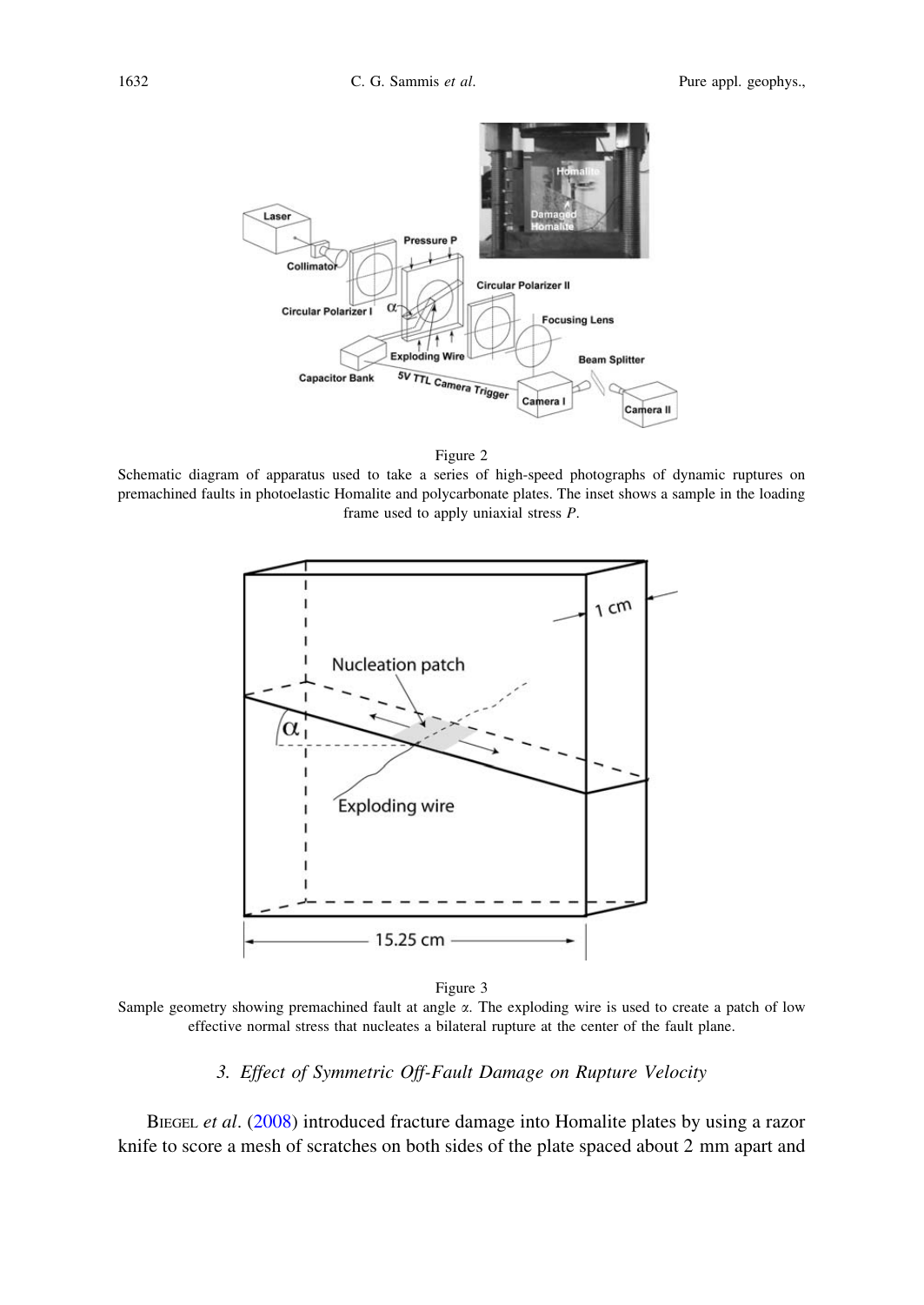Figure 2

Schematic diagram of apparatus used to take a series of high-speed photographs of dynamic ruptures on premachined faults in photoelastic Homalite and polycarbonate plates. The inset shows a sample in the loading frame used to apply uniaxial stress $P$.

Figure 3

Sample geometry showing premachined fault at angle $\alpha$. The exploding wire is used to create a patch of low effective normal stress that nucleates a bilateral rupture at the center of the fault plane.

### 3. *Effect of Symmetric Off-Fault Damage on Rupture Velocity*

BIEGEL *et al*. (2008) introduced fracture damage into Homalite plates by using a razor knife to score a mesh of scratches on both sides of the plate spaced about 2 mm apart and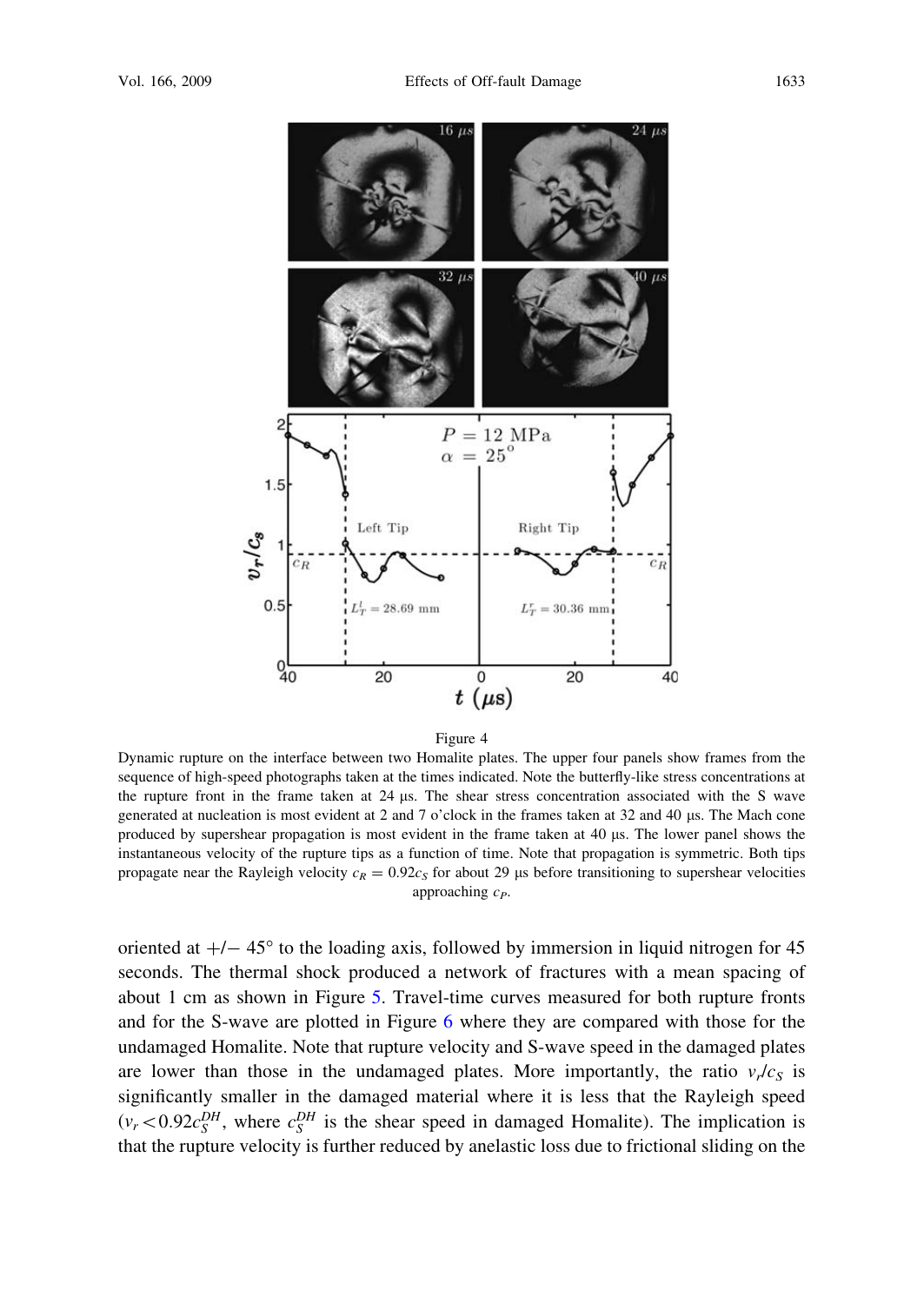Figure 4

Dynamic rupture on the interface between two Homalite plates. The upper four panels show frames from the sequence of high-speed photographs taken at the times indicated. Note the butterfly-like stress concentrations at the rupture front in the frame taken at 24 μs. The shear stress concentration associated with the S wave generated at nucleation is most evident at 2 and 7 o'clock in the frames taken at 32 and 40 μs. The Mach cone produced by supershear propagation is most evident in the frame taken at 40 μs. The lower panel shows the instantaneous velocity of the rupture tips as a function of time. Note that propagation is symmetric. Both tips propagate near the Rayleigh velocity $c_R = 0.92c_S$ for about 29 μs before transitioning to supershear velocities approaching $c_P$.

oriented at +/− 45° to the loading axis, followed by immersion in liquid nitrogen for 45 seconds. The thermal shock produced a network of fractures with a mean spacing of about 1 cm as shown in Figure 5. Travel-time curves measured for both rupture fronts and for the S-wave are plotted in Figure 6 where they are compared with those for the undamaged Homalite. Note that rupture velocity and S-wave speed in the damaged plates are lower than those in the undamaged plates. More importantly, the ratio $v_r/c_S$ is significantly smaller in the damaged material where it is less that the Rayleigh speed ($v_r < 0.92c_S^{DH}$, where $c_S^{DH}$ is the shear speed in damaged Homalite). The implication is that the rupture velocity is further reduced by anelastic loss due to frictional sliding on the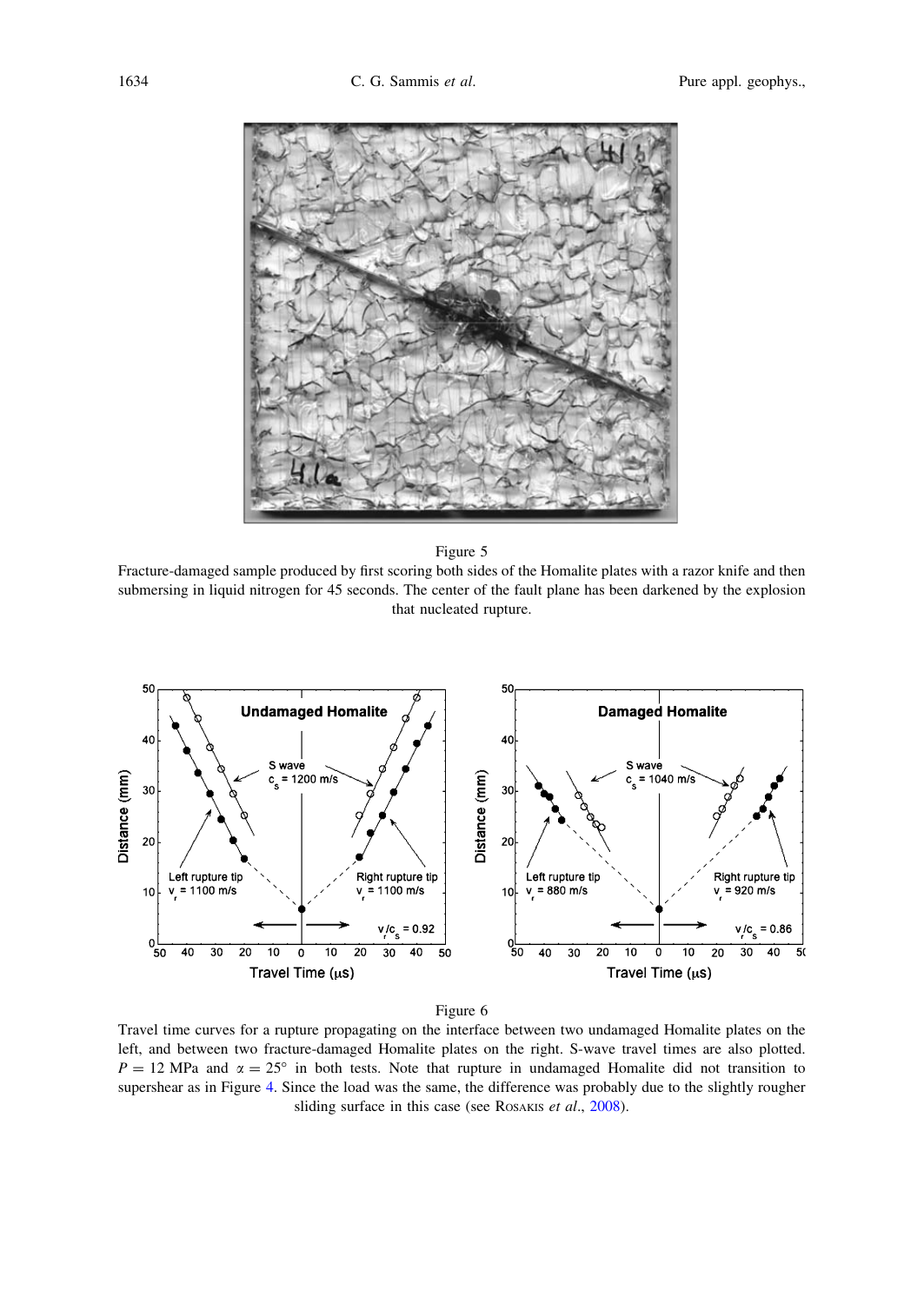Figure 5

Fracture-damaged sample produced by first scoring both sides of the Homalite plates with a razor knife and then submersing in liquid nitrogen for 45 seconds. The center of the fault plane has been darkened by the explosion that nucleated rupture.

Figure 6

Travel time curves for a rupture propagating on the interface between two undamaged Homalite plates on the left, and between two fracture-damaged Homalite plates on the right. S-wave travel times are also plotted. $P = 12$ MPa and $\alpha = 25°$ in both tests. Note that rupture in undamaged Homalite did not transition to supershear as in Figure 4. Since the load was the same, the difference was probably due to the slightly rougher sliding surface in this case (see ROSAKIS *et al.*, 2008).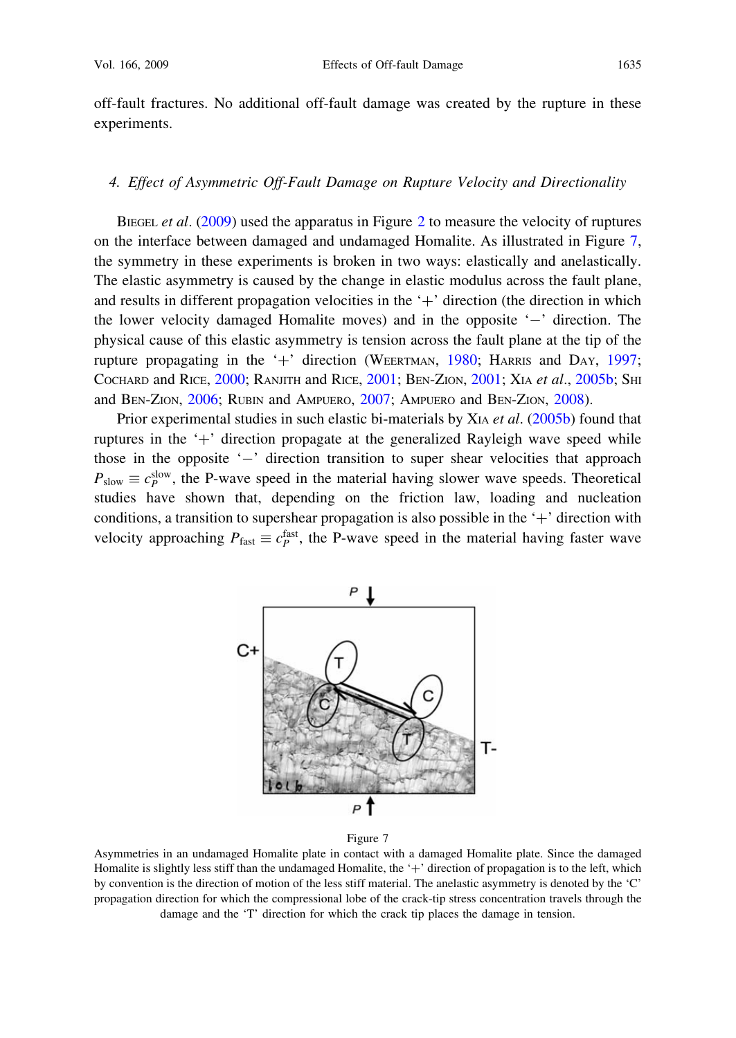off-fault fractures. No additional off-fault damage was created by the rupture in these experiments.

## 4. *Effect of Asymmetric Off-Fault Damage on Rupture Velocity and Directionality*

Biegel *et al*. (2009) used the apparatus in Figure 2 to measure the velocity of ruptures on the interface between damaged and undamaged Homalite. As illustrated in Figure 7, the symmetry in these experiments is broken in two ways: elastically and anelastically. The elastic asymmetry is caused by the change in elastic modulus across the fault plane, and results in different propagation velocities in the '+' direction (the direction in which the lower velocity damaged Homalite moves) and in the opposite '−' direction. The physical cause of this elastic asymmetry is tension across the fault plane at the tip of the rupture propagating in the '+' direction (Weertman, 1980; Harris and Day, 1997; Cochard and Rice, 2000; Ranjith and Rice, 2001; Ben-Zion, 2001; Xia *et al*., 2005b; Shi and Ben-Zion, 2006; Rubin and Ampuero, 2007; Ampuero and Ben-Zion, 2008).

Prior experimental studies in such elastic bi-materials by Xia *et al*. (2005b) found that ruptures in the '+' direction propagate at the generalized Rayleigh wave speed while those in the opposite '−' direction transition to super shear velocities that approach $P_{\text{slow}} \equiv c_P^{\text{slow}}$, the P-wave speed in the material having slower wave speeds. Theoretical studies have shown that, depending on the friction law, loading and nucleation conditions, a transition to supershear propagation is also possible in the '+' direction with velocity approaching $P_{\text{fast}} \equiv c_P^{\text{fast}}$, the P-wave speed in the material having faster wave

Figure 7

Asymmetries in an undamaged Homalite plate in contact with a damaged Homalite plate. Since the damaged Homalite is slightly less stiff than the undamaged Homalite, the '+' direction of propagation is to the left, which by convention is the direction of motion of the less stiff material. The anelastic asymmetry is denoted by the 'C' propagation direction for which the compressional lobe of the crack-tip stress concentration travels through the damage and the 'T' direction for which the crack tip places the damage in tension.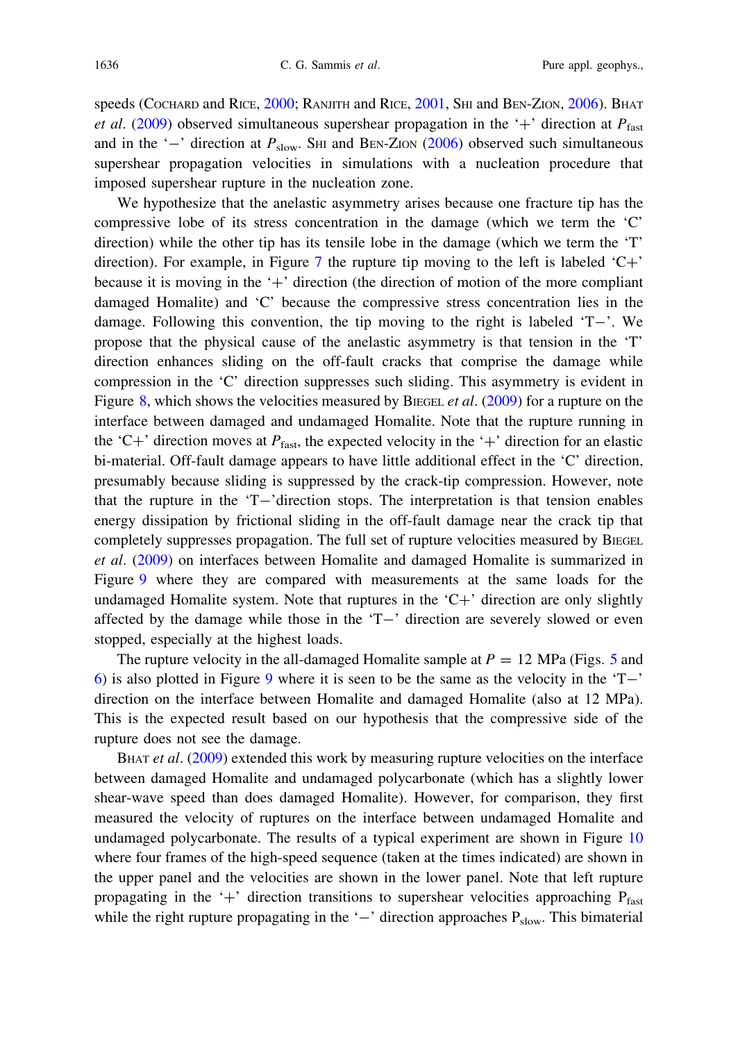speeds (Cochard and Rice, 2000; Ranjith and Rice, 2001, Shi and Ben-Zion, 2006). Bhat *et al*. (2009) observed simultaneous supershear propagation in the '+' direction at $P_{\text{fast}}$ and in the '−' direction at $P_{\text{slow}}$. Shi and Ben-Zion (2006) observed such simultaneous supershear propagation velocities in simulations with a nucleation procedure that imposed supershear rupture in the nucleation zone.

We hypothesize that the anelastic asymmetry arises because one fracture tip has the compressive lobe of its stress concentration in the damage (which we term the 'C' direction) while the other tip has its tensile lobe in the damage (which we term the 'T' direction). For example, in Figure 7 the rupture tip moving to the left is labeled 'C+' because it is moving in the '+' direction (the direction of motion of the more compliant damaged Homalite) and 'C' because the compressive stress concentration lies in the damage. Following this convention, the tip moving to the right is labeled 'T−'. We propose that the physical cause of the anelastic asymmetry is that tension in the 'T' direction enhances sliding on the off-fault cracks that comprise the damage while compression in the 'C' direction suppresses such sliding. This asymmetry is evident in Figure 8, which shows the velocities measured by Biegel *et al*. (2009) for a rupture on the interface between damaged and undamaged Homalite. Note that the rupture running in the 'C+' direction moves at $P_{\text{fast}}$, the expected velocity in the '+' direction for an elastic bi-material. Off-fault damage appears to have little additional effect in the 'C' direction, presumably because sliding is suppressed by the crack-tip compression. However, note that the rupture in the 'T−'direction stops. The interpretation is that tension enables energy dissipation by frictional sliding in the off-fault damage near the crack tip that completely suppresses propagation. The full set of rupture velocities measured by Biegel *et al*. (2009) on interfaces between Homalite and damaged Homalite is summarized in Figure 9 where they are compared with measurements at the same loads for the undamaged Homalite system. Note that ruptures in the 'C+' direction are only slightly affected by the damage while those in the 'T−' direction are severely slowed or even stopped, especially at the highest loads.

The rupture velocity in the all-damaged Homalite sample at $P = 12$ MPa (Figs. 5 and 6) is also plotted in Figure 9 where it is seen to be the same as the velocity in the 'T−' direction on the interface between Homalite and damaged Homalite (also at 12 MPa). This is the expected result based on our hypothesis that the compressive side of the rupture does not see the damage.

Bhat *et al*. (2009) extended this work by measuring rupture velocities on the interface between damaged Homalite and undamaged polycarbonate (which has a slightly lower shear-wave speed than does damaged Homalite). However, for comparison, they first measured the velocity of ruptures on the interface between undamaged Homalite and undamaged polycarbonate. The results of a typical experiment are shown in Figure 10 where four frames of the high-speed sequence (taken at the times indicated) are shown in the upper panel and the velocities are shown in the lower panel. Note that left rupture propagating in the '+' direction transitions to supershear velocities approaching $P_{\text{fast}}$ while the right rupture propagating in the '−' direction approaches $P_{\text{slow}}$. This bimaterial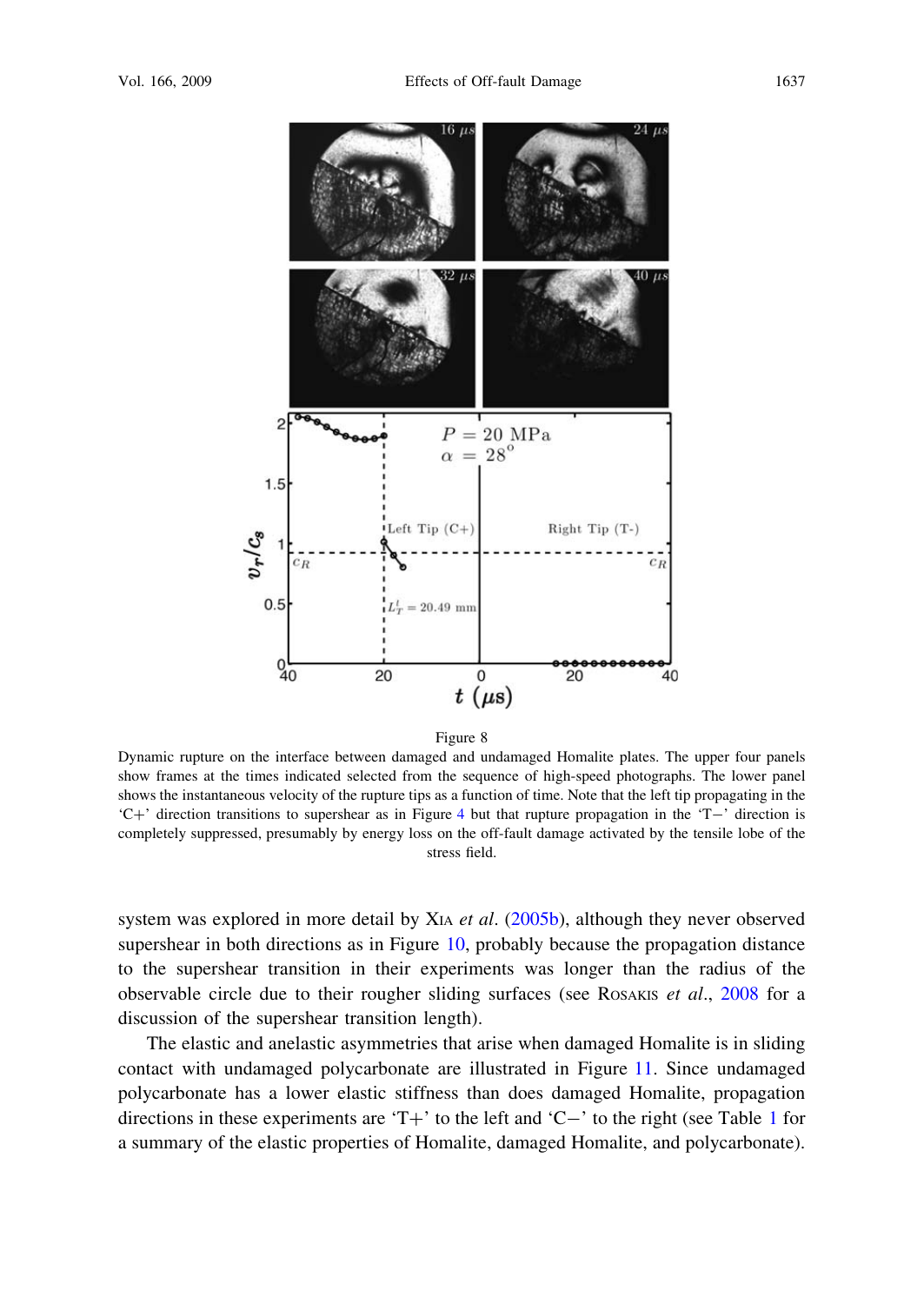Figure 8

Dynamic rupture on the interface between damaged and undamaged Homalite plates. The upper four panels show frames at the times indicated selected from the sequence of high-speed photographs. The lower panel shows the instantaneous velocity of the rupture tips as a function of time. Note that the left tip propagating in the 'C+' direction transitions to supershear as in Figure 4 but that rupture propagation in the 'T−' direction is completely suppressed, presumably by energy loss on the off-fault damage activated by the tensile lobe of the stress field.

system was explored in more detail by Xia *et al*. (2005b), although they never observed supershear in both directions as in Figure 10, probably because the propagation distance to the supershear transition in their experiments was longer than the radius of the observable circle due to their rougher sliding surfaces (see Rosakis *et al*., 2008 for a discussion of the supershear transition length).

The elastic and anelastic asymmetries that arise when damaged Homalite is in sliding contact with undamaged polycarbonate are illustrated in Figure 11. Since undamaged polycarbonate has a lower elastic stiffness than does damaged Homalite, propagation directions in these experiments are 'T+' to the left and 'C−' to the right (see Table 1 for a summary of the elastic properties of Homalite, damaged Homalite, and polycarbonate).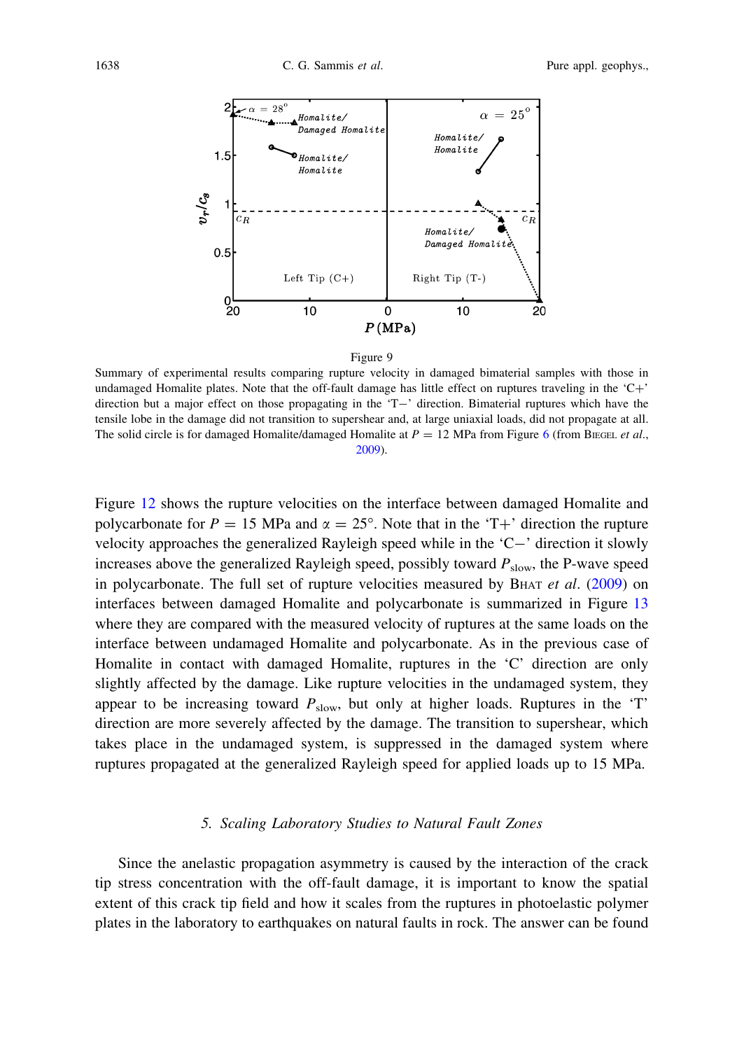Figure 9

Summary of experimental results comparing rupture velocity in damaged bimaterial samples with those in undamaged Homalite plates. Note that the off-fault damage has little effect on ruptures traveling in the 'C+' direction but a major effect on those propagating in the 'T−' direction. Bimaterial ruptures which have the tensile lobe in the damage did not transition to supershear and, at large uniaxial loads, did not propagate at all. The solid circle is for damaged Homalite/damaged Homalite at $P = 12$ MPa from Figure 6 (from Biegel *et al.*, 2009).

Figure 12 shows the rupture velocities on the interface between damaged Homalite and polycarbonate for $P = 15$ MPa and $\alpha = 25°$. Note that in the 'T+' direction the rupture velocity approaches the generalized Rayleigh speed while in the 'C−' direction it slowly increases above the generalized Rayleigh speed, possibly toward $P_{\mathrm{slow}}$, the P-wave speed in polycarbonate. The full set of rupture velocities measured by Bhat *et al.* (2009) on interfaces between damaged Homalite and polycarbonate is summarized in Figure 13 where they are compared with the measured velocity of ruptures at the same loads on the interface between undamaged Homalite and polycarbonate. As in the previous case of Homalite in contact with damaged Homalite, ruptures in the 'C' direction are only slightly affected by the damage. Like rupture velocities in the undamaged system, they appear to be increasing toward $P_{\mathrm{slow}}$, but only at higher loads. Ruptures in the 'T' direction are more severely affected by the damage. The transition to supershear, which takes place in the undamaged system, is suppressed in the damaged system where ruptures propagated at the generalized Rayleigh speed for applied loads up to 15 MPa.

## 5. Scaling Laboratory Studies to Natural Fault Zones

Since the anelastic propagation asymmetry is caused by the interaction of the crack tip stress concentration with the off-fault damage, it is important to know the spatial extent of this crack tip field and how it scales from the ruptures in photoelastic polymer plates in the laboratory to earthquakes on natural faults in rock. The answer can be found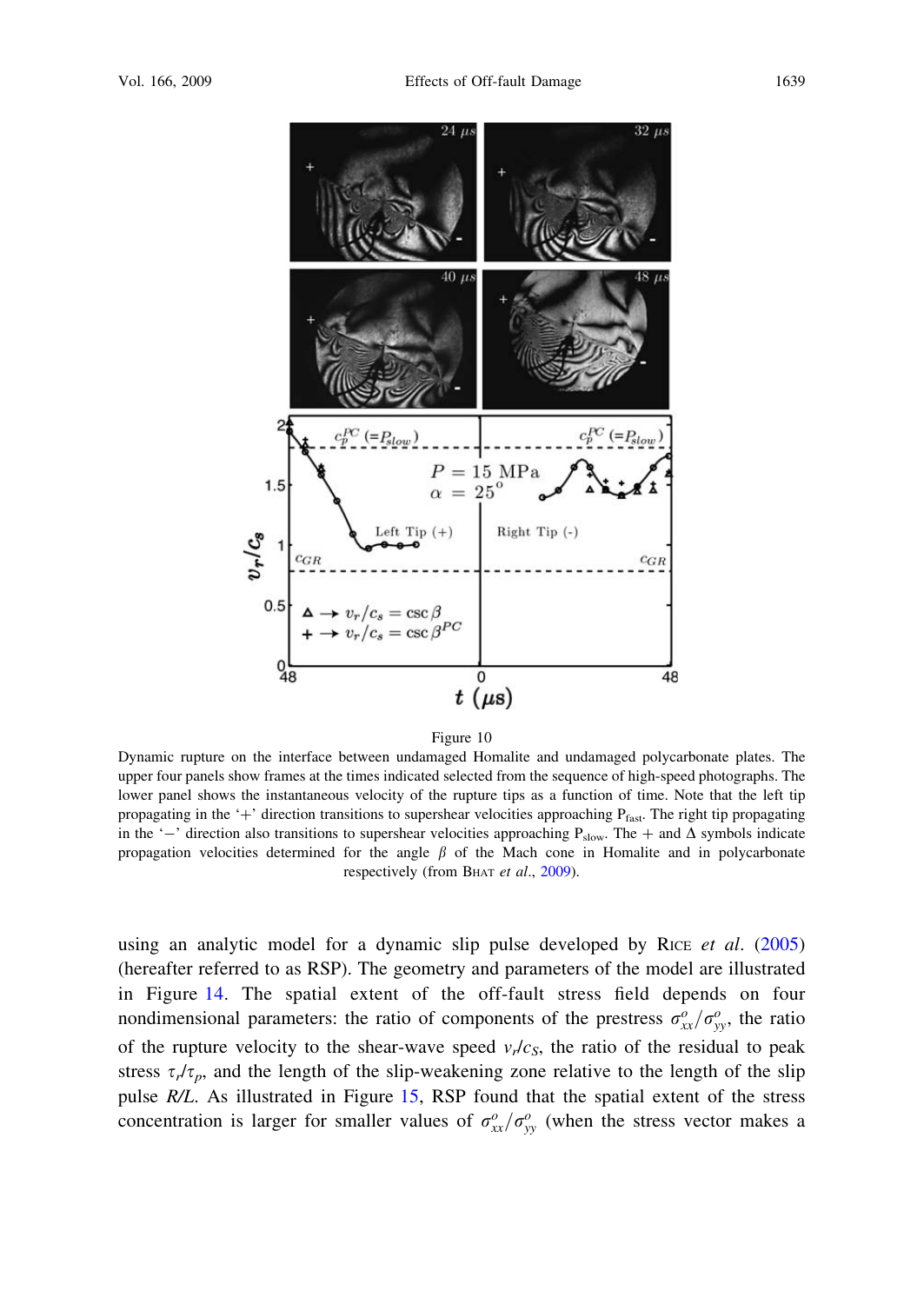Figure 10

Dynamic rupture on the interface between undamaged Homalite and undamaged polycarbonate plates. The upper four panels show frames at the times indicated selected from the sequence of high-speed photographs. The lower panel shows the instantaneous velocity of the rupture tips as a function of time. Note that the left tip propagating in the '+' direction transitions to supershear velocities approaching $P_{fast}$. The right tip propagating in the '−' direction also transitions to supershear velocities approaching $P_{slow}$. The + and Δ symbols indicate propagation velocities determined for the angle $\beta$ of the Mach cone in Homalite and in polycarbonate respectively (from BHAT *et al.*, 2009).

using an analytic model for a dynamic slip pulse developed by RICE *et al.* (2005) (hereafter referred to as RSP). The geometry and parameters of the model are illustrated in Figure 14. The spatial extent of the off-fault stress field depends on four nondimensional parameters: the ratio of components of the prestress $\sigma^o_{xx}/\sigma^o_{yy}$, the ratio of the rupture velocity to the shear-wave speed $v_r/c_S$, the ratio of the residual to peak stress $\tau_r/\tau_p$, and the length of the slip-weakening zone relative to the length of the slip pulse *R/L*. As illustrated in Figure 15, RSP found that the spatial extent of the stress concentration is larger for smaller values of $\sigma^o_{xx}/\sigma^o_{yy}$ (when the stress vector makes a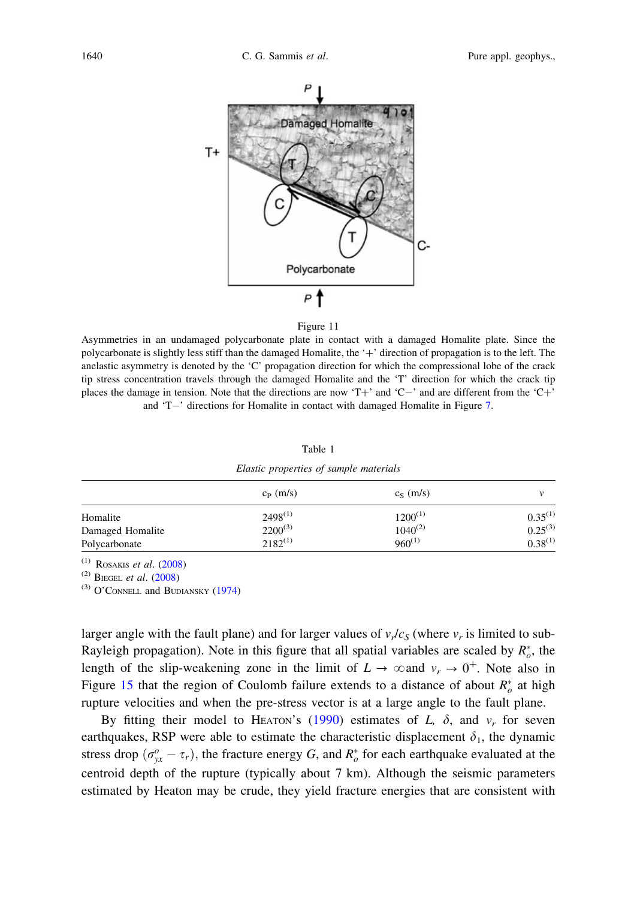Figure 11

Asymmetries in an undamaged polycarbonate plate in contact with a damaged Homalite plate. Since the polycarbonate is slightly less stiff than the damaged Homalite, the '+' direction of propagation is to the left. The anelastic asymmetry is denoted by the 'C' propagation direction for which the compressional lobe of the crack tip stress concentration travels through the damaged Homalite and the 'T' direction for which the crack tip places the damage in tension. Note that the directions are now 'T+' and 'C−' and are different from the 'C+' and 'T−' directions for Homalite in contact with damaged Homalite in Figure 7.

Table 1

*Elastic properties of sample materials*

| | $c_P$ (m/s) | $c_S$ (m/s) | $\nu$ |
|---|---|---|---|
| Homalite | 2498[1] | 1200[1] | 0.35[1] |
| Damaged Homalite | 2200[3] | 1040[2] | 0.25[3] |
| Polycarbonate | 2182[1] | 960[1] | 0.38[1] |

[1] Rosakis *et al.* (2008)
[2] Biegel *et al.* (2008)
[3] O'Connell and Budiansky (1974)

larger angle with the fault plane) and for larger values of $v_r/c_S$ (where $v_r$ is limited to sub-Rayleigh propagation). Note in this figure that all spatial variables are scaled by $R_o^*$, the length of the slip-weakening zone in the limit of $L \to \infty$and $v_r \to 0^+$. Note also in Figure 15 that the region of Coulomb failure extends to a distance of about $R_o^*$ at high rupture velocities and when the pre-stress vector is at a large angle to the fault plane.

By fitting their model to Heaton's (1990) estimates of $L$, $\delta$, and $v_r$ for seven earthquakes, RSP were able to estimate the characteristic displacement $\delta_1$, the dynamic stress drop $(\sigma_{yx}^o - \tau_r)$, the fracture energy $G$, and $R_o^*$ for each earthquake evaluated at the centroid depth of the rupture (typically about 7 km). Although the seismic parameters estimated by Heaton may be crude, they yield fracture energies that are consistent with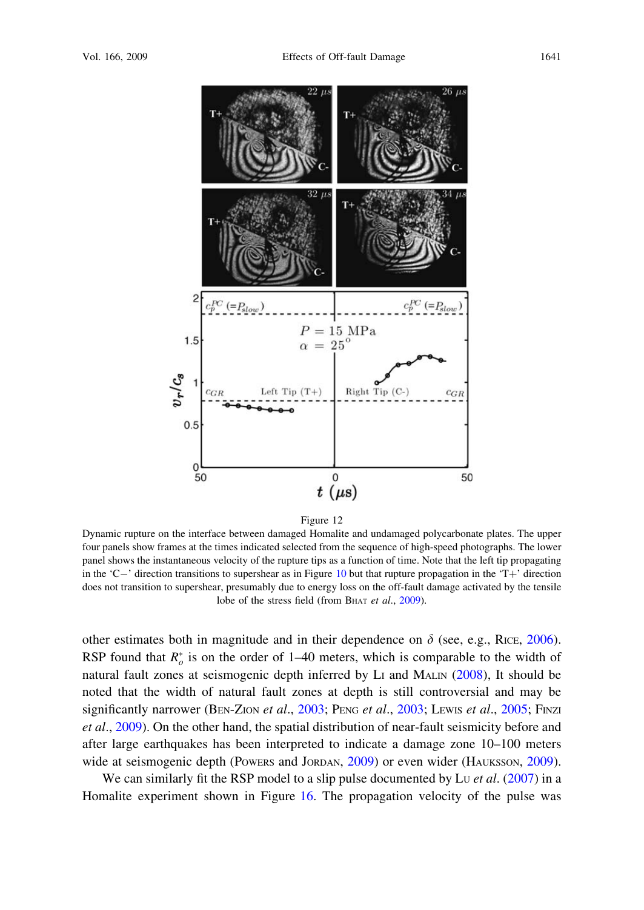Figure 12

Dynamic rupture on the interface between damaged Homalite and undamaged polycarbonate plates. The upper four panels show frames at the times indicated selected from the sequence of high-speed photographs. The lower panel shows the instantaneous velocity of the rupture tips as a function of time. Note that the left tip propagating in the 'C−' direction transitions to supershear as in Figure 10 but that rupture propagation in the 'T+' direction does not transition to supershear, presumably due to energy loss on the off-fault damage activated by the tensile lobe of the stress field (from BHAT *et al.*, 2009).

other estimates both in magnitude and in their dependence on $\delta$ (see, e.g., RICE, 2006). RSP found that $R_o^*$ is on the order of 1–40 meters, which is comparable to the width of natural fault zones at seismogenic depth inferred by LI and MALIN (2008), It should be noted that the width of natural fault zones at depth is still controversial and may be significantly narrower (BEN-ZION *et al.*, 2003; PENG *et al.*, 2003; LEWIS *et al.*, 2005; FINZI *et al.*, 2009). On the other hand, the spatial distribution of near-fault seismicity before and after large earthquakes has been interpreted to indicate a damage zone 10–100 meters wide at seismogenic depth (POWERS and JORDAN, 2009) or even wider (HAUKSSON, 2009).

We can similarly fit the RSP model to a slip pulse documented by LU *et al.* (2007) in a Homalite experiment shown in Figure 16. The propagation velocity of the pulse was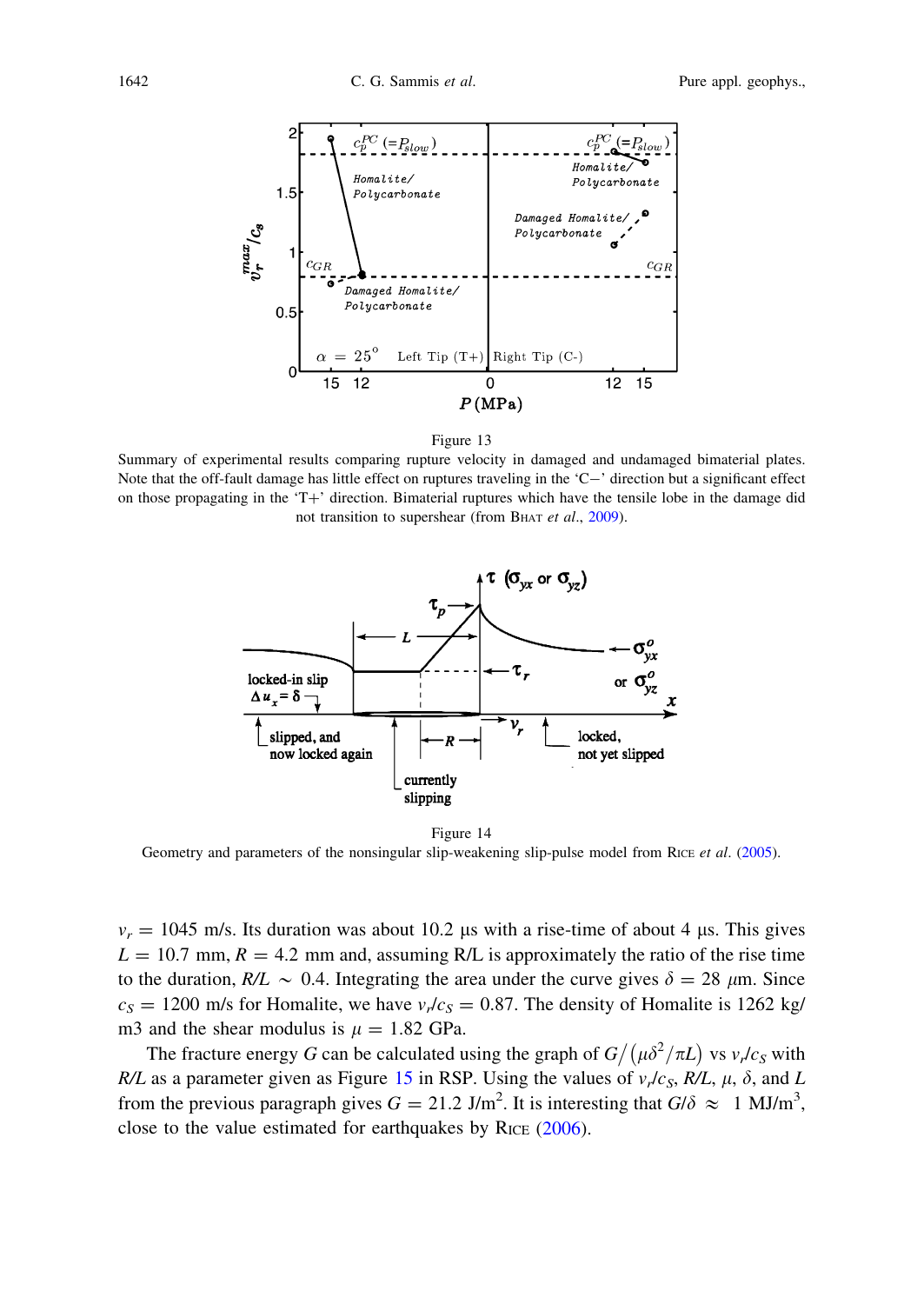Figure 13

Summary of experimental results comparing rupture velocity in damaged and undamaged bimaterial plates. Note that the off-fault damage has little effect on ruptures traveling in the 'C−' direction but a significant effect on those propagating in the 'T+' direction. Bimaterial ruptures which have the tensile lobe in the damage did not transition to supershear (from Bhat *et al*., 2009).

Figure 14

Geometry and parameters of the nonsingular slip-weakening slip-pulse model from Rice *et al*. (2005).

$v_r = 1045$ m/s. Its duration was about 10.2 μs with a rise-time of about 4 μs. This gives $L = 10.7$ mm, $R = 4.2$ mm and, assuming R/L is approximately the ratio of the rise time to the duration, $R/L \sim 0.4$. Integrating the area under the curve gives $\delta = 28\ \mu$m. Since $c_S = 1200$ m/s for Homalite, we have $v_r/c_S = 0.87$. The density of Homalite is 1262 kg/m3 and the shear modulus is $\mu = 1.82$ GPa.

The fracture energy $G$ can be calculated using the graph of $G/\left(\mu\delta^2/\pi L\right)$ vs $v_r/c_S$ with $R/L$ as a parameter given as Figure 15 in RSP. Using the values of $v_r/c_S$, $R/L$, $\mu$, $\delta$, and $L$ from the previous paragraph gives $G = 21.2$ J/m$^2$. It is interesting that $G/\delta \approx 1$ MJ/m$^3$, close to the value estimated for earthquakes by Rice (2006).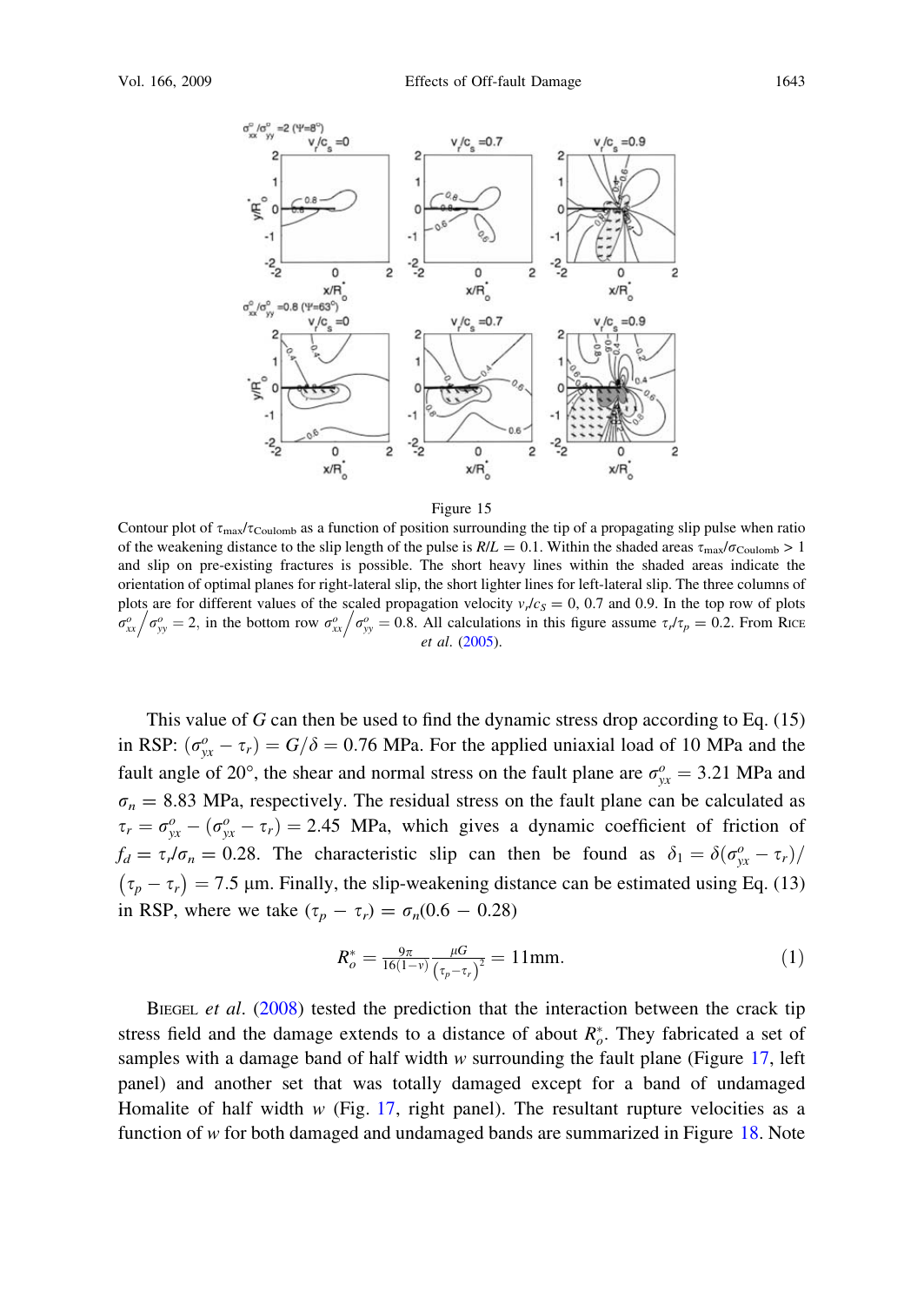Figure 15

Contour plot of $\tau_{max}/\tau_{Coulomb}$ as a function of position surrounding the tip of a propagating slip pulse when ratio of the weakening distance to the slip length of the pulse is $R/L = 0.1$. Within the shaded areas $\tau_{max}/\sigma_{Coulomb} > 1$ and slip on pre-existing fractures is possible. The short heavy lines within the shaded areas indicate the orientation of optimal planes for right-lateral slip, the short lighter lines for left-lateral slip. The three columns of plots are for different values of the scaled propagation velocity $v_r/c_S = 0$, 0.7 and 0.9. In the top row of plots $\sigma^o_{xx}/\sigma^o_{yy} = 2$, in the bottom row $\sigma^o_{xx}/\sigma^o_{yy} = 0.8$. All calculations in this figure assume $\tau_r/\tau_p = 0.2$. From Rice *et al.* (2005).

This value of $G$ can then be used to find the dynamic stress drop according to Eq. (15) in RSP: $(\sigma^o_{yx} - \tau_r) = G/\delta = 0.76$ MPa. For the applied uniaxial load of 10 MPa and the fault angle of 20°, the shear and normal stress on the fault plane are $\sigma^o_{yx} = 3.21$ MPa and $\sigma_n = 8.83$ MPa, respectively. The residual stress on the fault plane can be calculated as $\tau_r = \sigma^o_{yx} - (\sigma^o_{yx} - \tau_r) = 2.45$ MPa, which gives a dynamic coefficient of friction of $f_d = \tau_r/\sigma_n = 0.28$. The characteristic slip can then be found as $\delta_1 = \delta(\sigma^o_{yx} - \tau_r)/(\tau_p - \tau_r) = 7.5$ µm. Finally, the slip-weakening distance can be estimated using Eq. (13) in RSP, where we take $(\tau_p - \tau_r) = \sigma_n(0.6 - 0.28)$

$$R^*_o = \frac{9\pi}{16(1-\nu)} \frac{\mu G}{(\tau_p - \tau_r)^2} = 11\text{mm}. \tag{1}$$

Biegel *et al.* (2008) tested the prediction that the interaction between the crack tip stress field and the damage extends to a distance of about $R^*_o$. They fabricated a set of samples with a damage band of half width $w$ surrounding the fault plane (Figure 17, left panel) and another set that was totally damaged except for a band of undamaged Homalite of half width $w$ (Fig. 17, right panel). The resultant rupture velocities as a function of $w$ for both damaged and undamaged bands are summarized in Figure 18. Note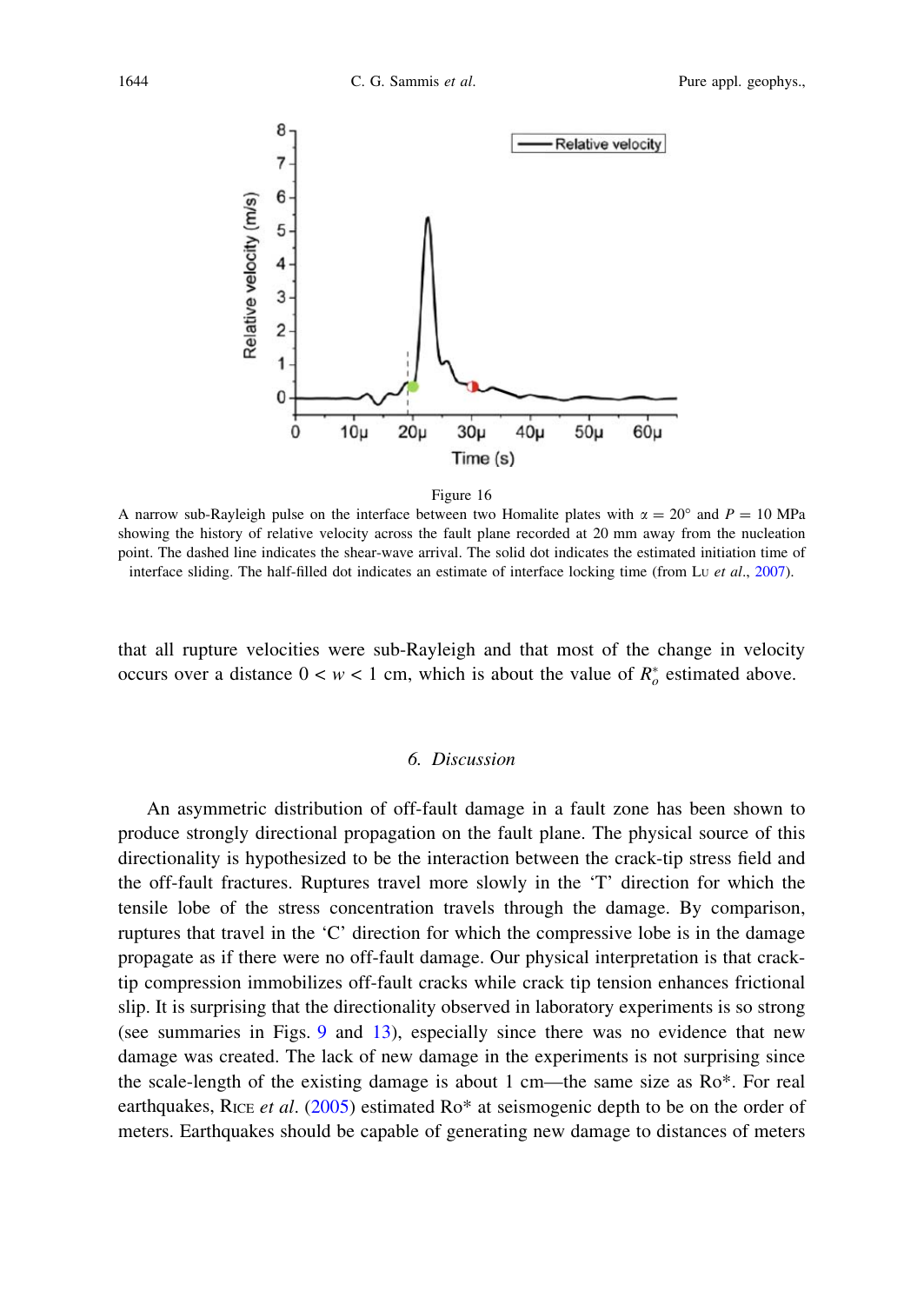Figure 16

A narrow sub-Rayleigh pulse on the interface between two Homalite plates with $\alpha = 20°$ and $P = 10$ MPa showing the history of relative velocity across the fault plane recorded at 20 mm away from the nucleation point. The dashed line indicates the shear-wave arrival. The solid dot indicates the estimated initiation time of interface sliding. The half-filled dot indicates an estimate of interface locking time (from Lu *et al.*, 2007).

that all rupture velocities were sub-Rayleigh and that most of the change in velocity occurs over a distance $0 < w < 1$ cm, which is about the value of $R_o^*$ estimated above.

## 6. Discussion

An asymmetric distribution of off-fault damage in a fault zone has been shown to produce strongly directional propagation on the fault plane. The physical source of this directionality is hypothesized to be the interaction between the crack-tip stress field and the off-fault fractures. Ruptures travel more slowly in the 'T' direction for which the tensile lobe of the stress concentration travels through the damage. By comparison, ruptures that travel in the 'C' direction for which the compressive lobe is in the damage propagate as if there were no off-fault damage. Our physical interpretation is that crack-tip compression immobilizes off-fault cracks while crack tip tension enhances frictional slip. It is surprising that the directionality observed in laboratory experiments is so strong (see summaries in Figs. 9 and 13), especially since there was no evidence that new damage was created. The lack of new damage in the experiments is not surprising since the scale-length of the existing damage is about 1 cm—the same size as Ro*. For real earthquakes, Rice *et al.* (2005) estimated Ro* at seismogenic depth to be on the order of meters. Earthquakes should be capable of generating new damage to distances of meters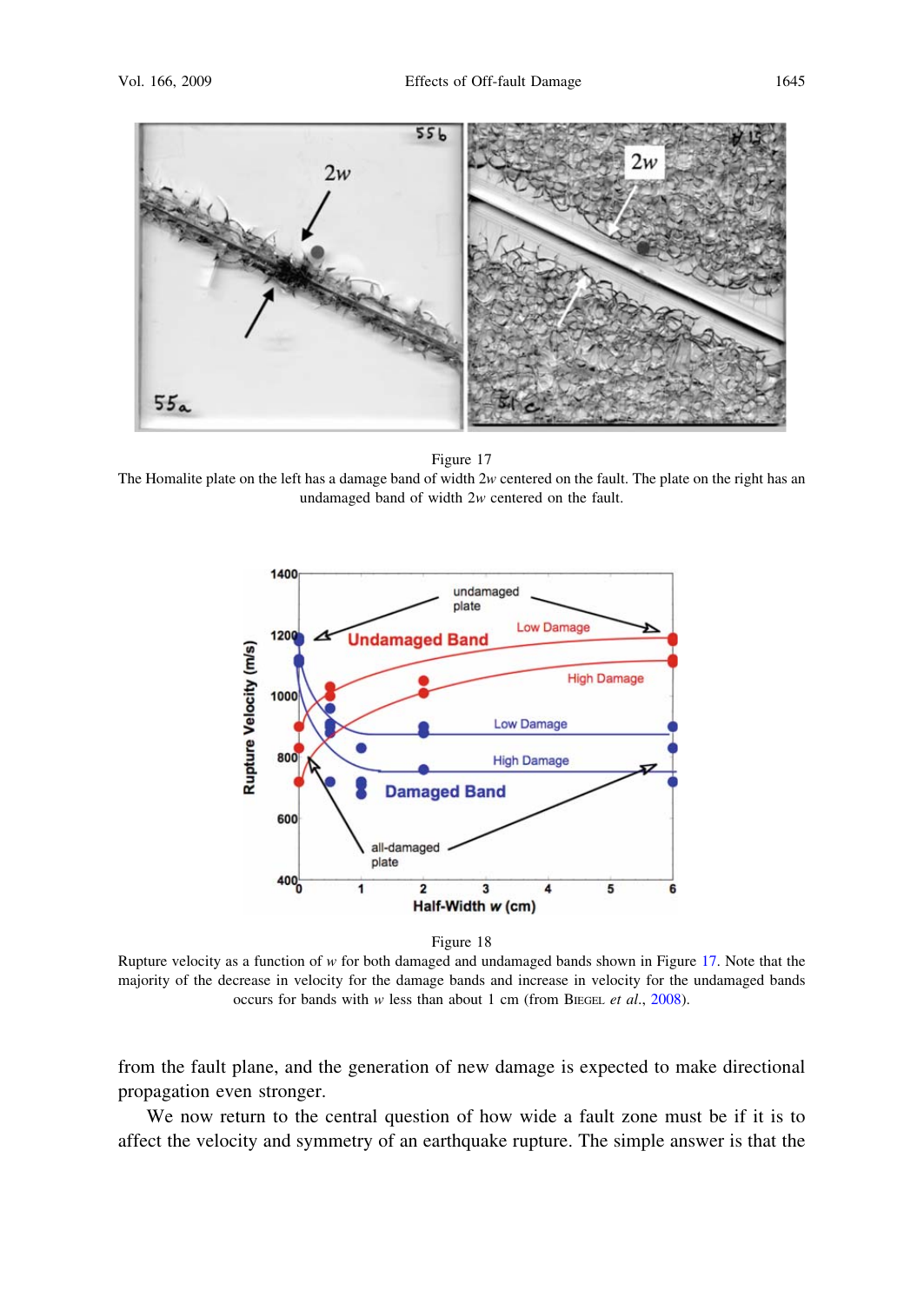Figure 17
The Homalite plate on the left has a damage band of width $2w$ centered on the fault. The plate on the right has an undamaged band of width $2w$ centered on the fault.

Figure 18
Rupture velocity as a function of $w$ for both damaged and undamaged bands shown in Figure 17. Note that the majority of the decrease in velocity for the damage bands and increase in velocity for the undamaged bands occurs for bands with $w$ less than about 1 cm (from BIEGEL *et al.*, 2008).

from the fault plane, and the generation of new damage is expected to make directional propagation even stronger.

We now return to the central question of how wide a fault zone must be if it is to affect the velocity and symmetry of an earthquake rupture. The simple answer is that the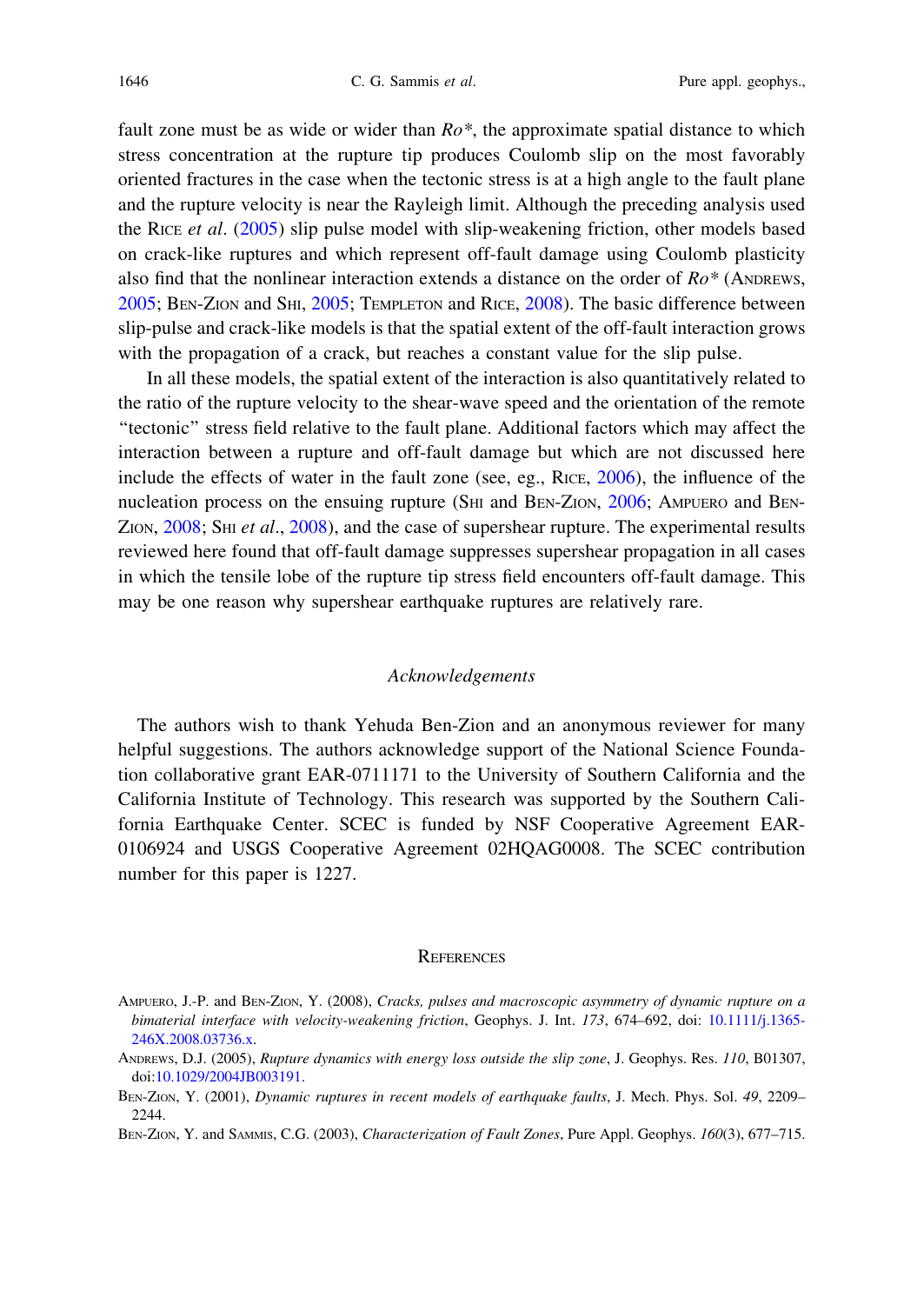fault zone must be as wide or wider than $Ro^*$, the approximate spatial distance to which stress concentration at the rupture tip produces Coulomb slip on the most favorably oriented fractures in the case when the tectonic stress is at a high angle to the fault plane and the rupture velocity is near the Rayleigh limit. Although the preceding analysis used the Rice *et al*. (2005) slip pulse model with slip-weakening friction, other models based on crack-like ruptures and which represent off-fault damage using Coulomb plasticity also find that the nonlinear interaction extends a distance on the order of $Ro^*$ (Andrews, 2005; Ben-Zion and Shi, 2005; Templeton and Rice, 2008). The basic difference between slip-pulse and crack-like models is that the spatial extent of the off-fault interaction grows with the propagation of a crack, but reaches a constant value for the slip pulse.

In all these models, the spatial extent of the interaction is also quantitatively related to the ratio of the rupture velocity to the shear-wave speed and the orientation of the remote "tectonic" stress field relative to the fault plane. Additional factors which may affect the interaction between a rupture and off-fault damage but which are not discussed here include the effects of water in the fault zone (see, eg., Rice, 2006), the influence of the nucleation process on the ensuing rupture (Shi and Ben-Zion, 2006; Ampuero and Ben-Zion, 2008; Shi *et al*., 2008), and the case of supershear rupture. The experimental results reviewed here found that off-fault damage suppresses supershear propagation in all cases in which the tensile lobe of the rupture tip stress field encounters off-fault damage. This may be one reason why supershear earthquake ruptures are relatively rare.

## Acknowledgements

The authors wish to thank Yehuda Ben-Zion and an anonymous reviewer for many helpful suggestions. The authors acknowledge support of the National Science Foundation collaborative grant EAR-0711171 to the University of Southern California and the California Institute of Technology. This research was supported by the Southern California Earthquake Center. SCEC is funded by NSF Cooperative Agreement EAR-0106924 and USGS Cooperative Agreement 02HQAG0008. The SCEC contribution number for this paper is 1227.

## References

Ampuero, J.-P. and Ben-Zion, Y. (2008), *Cracks, pulses and macroscopic asymmetry of dynamic rupture on a bimaterial interface with velocity-weakening friction*, Geophys. J. Int. *173*, 674–692, doi: 10.1111/j.1365-246X.2008.03736.x.

Andrews, D.J. (2005), *Rupture dynamics with energy loss outside the slip zone*, J. Geophys. Res. *110*, B01307, doi:10.1029/2004JB003191.

Ben-Zion, Y. (2001), *Dynamic ruptures in recent models of earthquake faults*, J. Mech. Phys. Sol. *49*, 2209–2244.

Ben-Zion, Y. and Sammis, C.G. (2003), *Characterization of Fault Zones*, Pure Appl. Geophys. *160*(3), 677–715.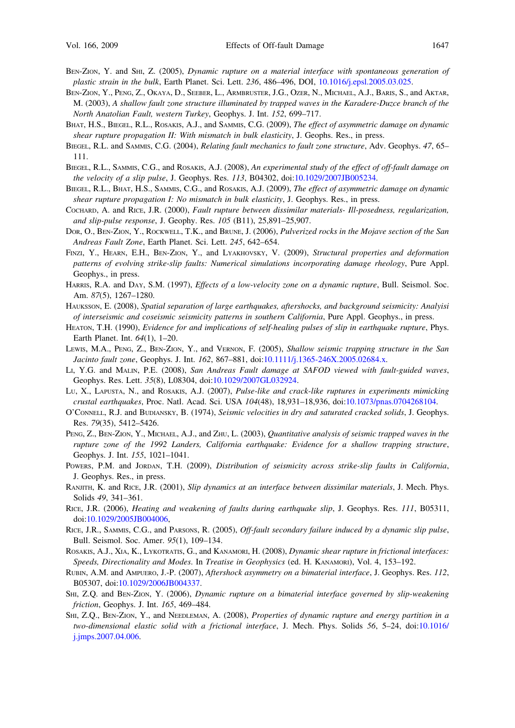Ben-Zion, Y. and Shi, Z. (2005), *Dynamic rupture on a material interface with spontaneous generation of plastic strain in the bulk*, Earth Planet. Sci. Lett. *236*, 486–496, DOI, 10.1016/j.epsl.2005.03.025.

Ben-Zion, Y., Peng, Z., Okaya, D., Seeber, L., Armbruster, J.G., Ozer, N., Michael, A.J., Baris, S., and Aktar, M. (2003), *A shallow fault zone structure illuminated by trapped waves in the Karadere-Duzce branch of the North Anatolian Fault, western Turkey*, Geophys. J. Int. *152*, 699–717.

Bhat, H.S., Biegel, R.L., Rosakis, A.J., and Sammis, C.G. (2009), *The effect of asymmetric damage on dynamic shear rupture propagation II: With mismatch in bulk elasticity*, J. Geophs. Res., in press.

Biegel, R.L. and Sammis, C.G. (2004), *Relating fault mechanics to fault zone structure*, Adv. Geophys. *47*, 65–111.

Biegel, R.L., Sammis, C.G., and Rosakis, A.J. (2008), *An experimental study of the effect of off-fault damage on the velocity of a slip pulse*, J. Geophys. Res. *113*, B04302, doi:10.1029/2007JB005234.

Biegel, R.L., Bhat, H.S., Sammis, C.G., and Rosakis, A.J. (2009), *The effect of asymmetric damage on dynamic shear rupture propagation I: No mismatch in bulk elasticity*, J. Geophys. Res., in press.

Cochard, A. and Rice, J.R. (2000), *Fault rupture between dissimilar materials- Ill-posedness, regularization, and slip-pulse response*, J. Geophy. Res. *105* (B11), 25,891–25,907.

Dor, O., Ben-Zion, Y., Rockwell, T.K., and Brune, J. (2006), *Pulverized rocks in the Mojave section of the San Andreas Fault Zone*, Earth Planet. Sci. Lett. *245*, 642–654.

Finzi, Y., Hearn, E.H., Ben-Zion, Y., and Lyakhovsky, V. (2009), *Structural properties and deformation patterns of evolving strike-slip faults: Numerical simulations incorporating damage rheology*, Pure Appl. Geophys., in press.

Harris, R.A. and Day, S.M. (1997), *Effects of a low-velocity zone on a dynamic rupture*, Bull. Seismol. Soc. Am. *87*(5), 1267–1280.

Hauksson, E. (2008), *Spatial separation of large earthquakes, aftershocks, and background seismicity: Analyisi of interseismic and coseismic seismicity patterns in southern California*, Pure Appl. Geophys., in press.

Heaton, T.H. (1990), *Evidence for and implications of self-healing pulses of slip in earthquake rupture*, Phys. Earth Planet. Int. *64*(1), 1–20.

Lewis, M.A., Peng, Z., Ben-Zion, Y., and Vernon, F. (2005), *Shallow seismic trapping structure in the San Jacinto fault zone*, Geophys. J. Int. *162*, 867–881, doi:10.1111/j.1365-246X.2005.02684.x.

Li, Y.G. and Malin, P.E. (2008), *San Andreas Fault damage at SAFOD viewed with fault-guided waves*, Geophys. Res. Lett. *35*(8), L08304, doi:10.1029/2007GL032924.

Lu, X., Lapusta, N., and Rosakis, A.J. (2007), *Pulse-like and crack-like ruptures in experiments mimicking crustal earthquakes*, Proc. Natl. Acad. Sci. USA *104*(48), 18,931–18,936, doi:10.1073/pnas.0704268104.

O'Connell, R.J. and Budiansky, B. (1974), *Seismic velocities in dry and saturated cracked solids*, J. Geophys. Res. *79*(35), 5412–5426.

Peng, Z., Ben-Zion, Y., Michael, A.J., and Zhu, L. (2003), *Quantitative analysis of seismic trapped waves in the rupture zone of the 1992 Landers, California earthquake: Evidence for a shallow trapping structure*, Geophys. J. Int. *155*, 1021–1041.

Powers, P.M. and Jordan, T.H. (2009), *Distribution of seismicity across strike-slip faults in California*, J. Geophys. Res., in press.

Ranjith, K. and Rice, J.R. (2001), *Slip dynamics at an interface between dissimilar materials*, J. Mech. Phys. Solids *49*, 341–361.

Rice, J.R. (2006), *Heating and weakening of faults during earthquake slip*, J. Geophys. Res. *111*, B05311, doi:10.1029/2005JB004006,

Rice, J.R., Sammis, C.G., and Parsons, R. (2005), *Off-fault secondary failure induced by a dynamic slip pulse*, Bull. Seismol. Soc. Amer. *95*(1), 109–134.

Rosakis, A.J., Xia, K., Lykotratis, G., and Kanamori, H. (2008), *Dynamic shear rupture in frictional interfaces: Speeds, Directionality and Modes*. In *Treatise in Geophysics* (ed. H. Kanamori), Vol. 4, 153–192.

Rubin, A.M. and Ampuero, J.-P. (2007), *Aftershock asymmetry on a bimaterial interface*, J. Geophys. Res. *112*, B05307, doi:10.1029/2006JB004337.

Shi, Z.Q. and Ben-Zion, Y. (2006), *Dynamic rupture on a bimaterial interface governed by slip-weakening friction*, Geophys. J. Int. *165*, 469–484.

Shi, Z.Q., Ben-Zion, Y., and Needleman, A. (2008), *Properties of dynamic rupture and energy partition in a two-dimensional elastic solid with a frictional interface*, J. Mech. Phys. Solids *56*, 5–24, doi:10.1016/j.jmps.2007.04.006.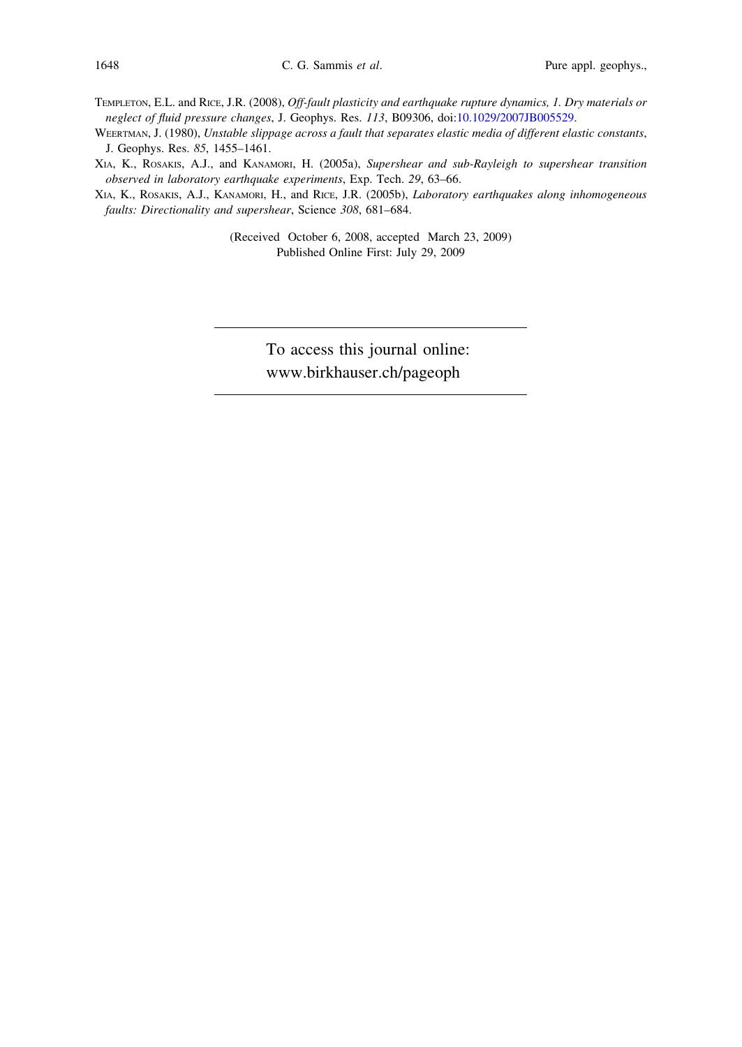TEMPLETON, E.L. and RICE, J.R. (2008), *Off-fault plasticity and earthquake rupture dynamics, 1. Dry materials or neglect of fluid pressure changes*, J. Geophys. Res. *113*, B09306, doi:10.1029/2007JB005529.

WEERTMAN, J. (1980), *Unstable slippage across a fault that separates elastic media of different elastic constants*, J. Geophys. Res. *85*, 1455–1461.

XIA, K., ROSAKIS, A.J., and KANAMORI, H. (2005a), *Supershear and sub-Rayleigh to supershear transition observed in laboratory earthquake experiments*, Exp. Tech. *29*, 63–66.

XIA, K., ROSAKIS, A.J., KANAMORI, H., and RICE, J.R. (2005b), *Laboratory earthquakes along inhomogeneous faults: Directionality and supershear*, Science *308*, 681–684.

(Received October 6, 2008, accepted March 23, 2009)
Published Online First: July 29, 2009

---

To access this journal online:
www.birkhauser.ch/pageoph

---